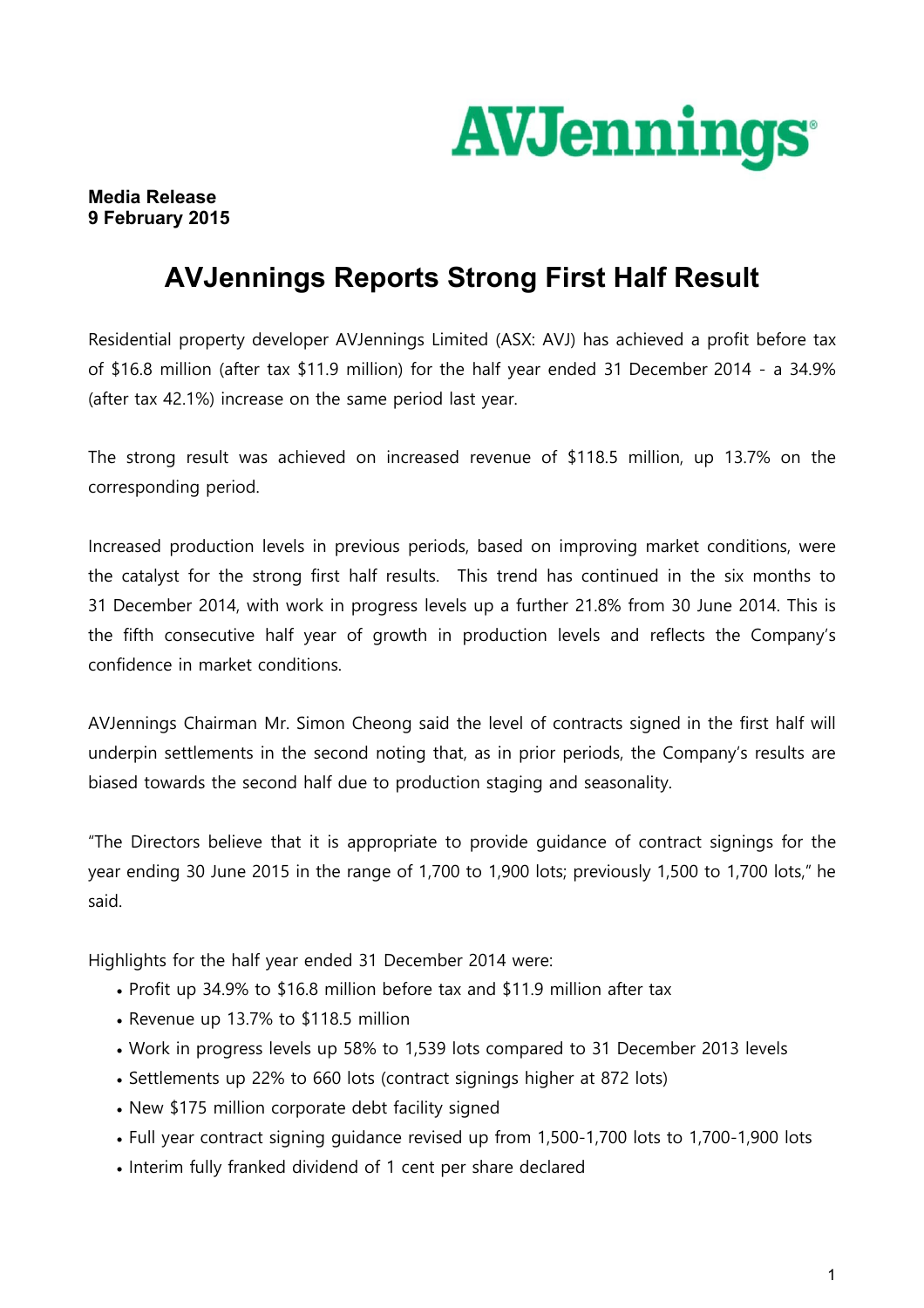AVJennings

**Media Release**
**9 February 2015**

# AVJennings Reports Strong First Half Result

Residential property developer AVJennings Limited (ASX: AVJ) has achieved a profit before tax of $16.8 million (after tax $11.9 million) for the half year ended 31 December 2014 - a 34.9% (after tax 42.1%) increase on the same period last year.

The strong result was achieved on increased revenue of $118.5 million, up 13.7% on the corresponding period.

Increased production levels in previous periods, based on improving market conditions, were the catalyst for the strong first half results. This trend has continued in the six months to 31 December 2014, with work in progress levels up a further 21.8% from 30 June 2014. This is the fifth consecutive half year of growth in production levels and reflects the Company's confidence in market conditions.

AVJennings Chairman Mr. Simon Cheong said the level of contracts signed in the first half will underpin settlements in the second noting that, as in prior periods, the Company's results are biased towards the second half due to production staging and seasonality.

"The Directors believe that it is appropriate to provide guidance of contract signings for the year ending 30 June 2015 in the range of 1,700 to 1,900 lots; previously 1,500 to 1,700 lots," he said.

Highlights for the half year ended 31 December 2014 were:

- Profit up 34.9% to $16.8 million before tax and $11.9 million after tax
- Revenue up 13.7% to $118.5 million
- Work in progress levels up 58% to 1,539 lots compared to 31 December 2013 levels
- Settlements up 22% to 660 lots (contract signings higher at 872 lots)
- New $175 million corporate debt facility signed
- Full year contract signing guidance revised up from 1,500-1,700 lots to 1,700-1,900 lots
- Interim fully franked dividend of 1 cent per share declared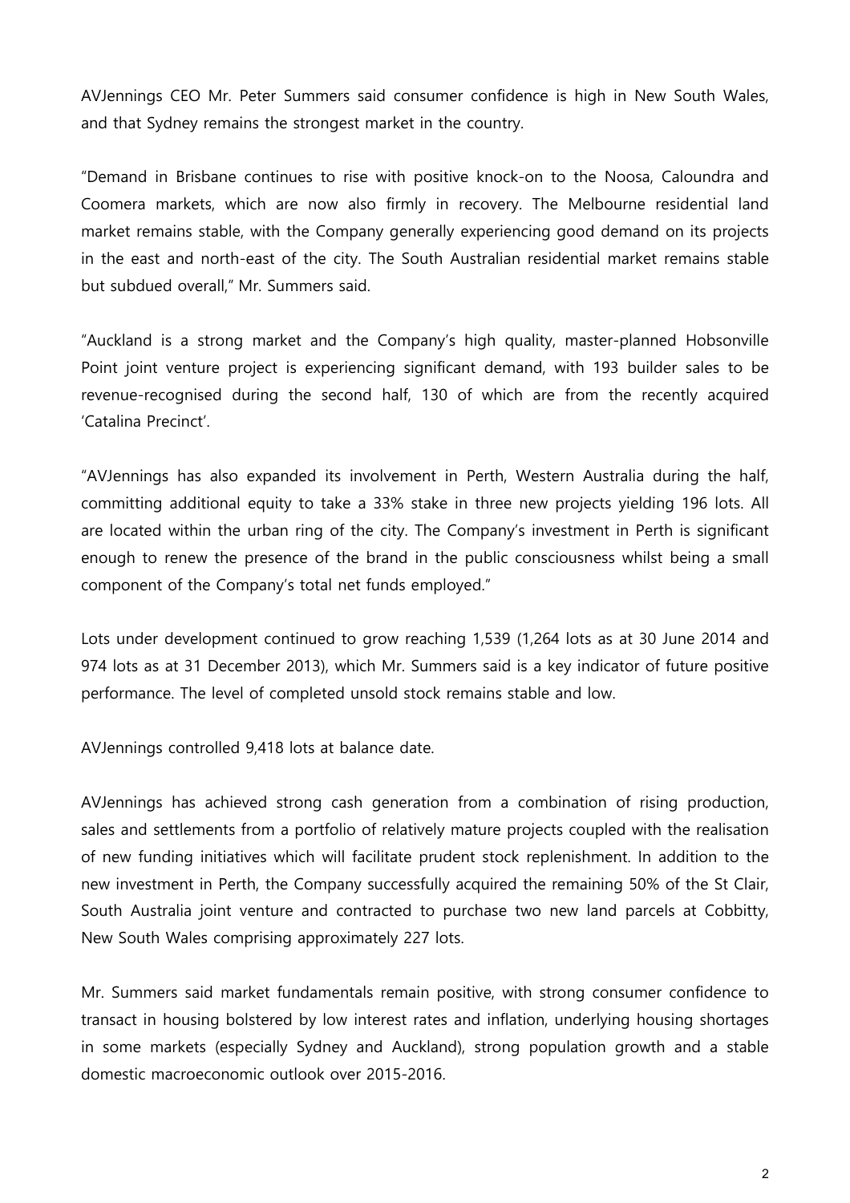AVJennings CEO Mr. Peter Summers said consumer confidence is high in New South Wales, and that Sydney remains the strongest market in the country.

"Demand in Brisbane continues to rise with positive knock-on to the Noosa, Caloundra and Coomera markets, which are now also firmly in recovery. The Melbourne residential land market remains stable, with the Company generally experiencing good demand on its projects in the east and north-east of the city. The South Australian residential market remains stable but subdued overall," Mr. Summers said.

"Auckland is a strong market and the Company's high quality, master-planned Hobsonville Point joint venture project is experiencing significant demand, with 193 builder sales to be revenue-recognised during the second half, 130 of which are from the recently acquired 'Catalina Precinct'.

"AVJennings has also expanded its involvement in Perth, Western Australia during the half, committing additional equity to take a 33% stake in three new projects yielding 196 lots. All are located within the urban ring of the city. The Company's investment in Perth is significant enough to renew the presence of the brand in the public consciousness whilst being a small component of the Company's total net funds employed."

Lots under development continued to grow reaching 1,539 (1,264 lots as at 30 June 2014 and 974 lots as at 31 December 2013), which Mr. Summers said is a key indicator of future positive performance. The level of completed unsold stock remains stable and low.

AVJennings controlled 9,418 lots at balance date.

AVJennings has achieved strong cash generation from a combination of rising production, sales and settlements from a portfolio of relatively mature projects coupled with the realisation of new funding initiatives which will facilitate prudent stock replenishment. In addition to the new investment in Perth, the Company successfully acquired the remaining 50% of the St Clair, South Australia joint venture and contracted to purchase two new land parcels at Cobbitty, New South Wales comprising approximately 227 lots.

Mr. Summers said market fundamentals remain positive, with strong consumer confidence to transact in housing bolstered by low interest rates and inflation, underlying housing shortages in some markets (especially Sydney and Auckland), strong population growth and a stable domestic macroeconomic outlook over 2015-2016.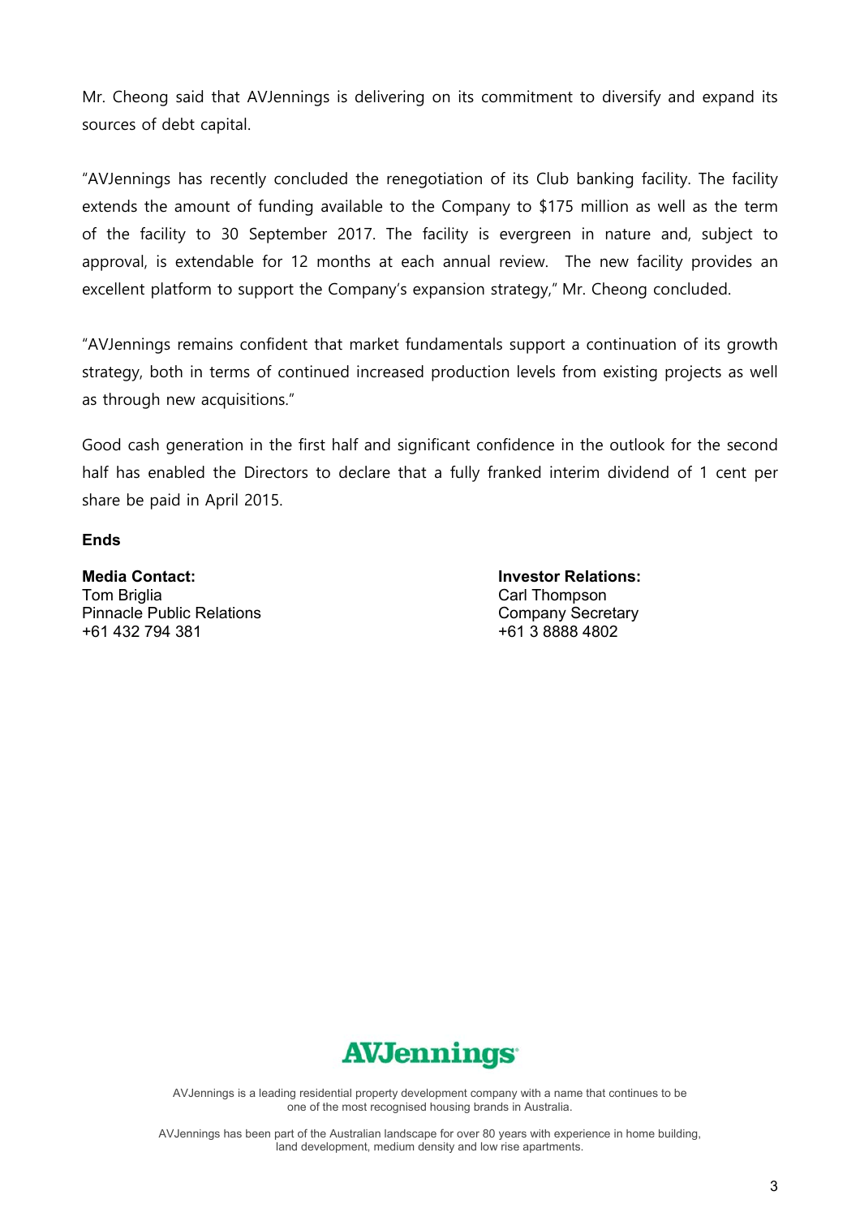Mr. Cheong said that AVJennings is delivering on its commitment to diversify and expand its sources of debt capital.

"AVJennings has recently concluded the renegotiation of its Club banking facility. The facility extends the amount of funding available to the Company to $175 million as well as the term of the facility to 30 September 2017. The facility is evergreen in nature and, subject to approval, is extendable for 12 months at each annual review. The new facility provides an excellent platform to support the Company's expansion strategy," Mr. Cheong concluded.

"AVJennings remains confident that market fundamentals support a continuation of its growth strategy, both in terms of continued increased production levels from existing projects as well as through new acquisitions."

Good cash generation in the first half and significant confidence in the outlook for the second half has enabled the Directors to declare that a fully franked interim dividend of 1 cent per share be paid in April 2015.

**Ends**

**Media Contact:**
Tom Briglia
Pinnacle Public Relations
+61 432 794 381

**Investor Relations:**
Carl Thompson
Company Secretary
+61 3 8888 4802

AVJennings

AVJennings is a leading residential property development company with a name that continues to be one of the most recognised housing brands in Australia.

AVJennings has been part of the Australian landscape for over 80 years with experience in home building, land development, medium density and low rise apartments.